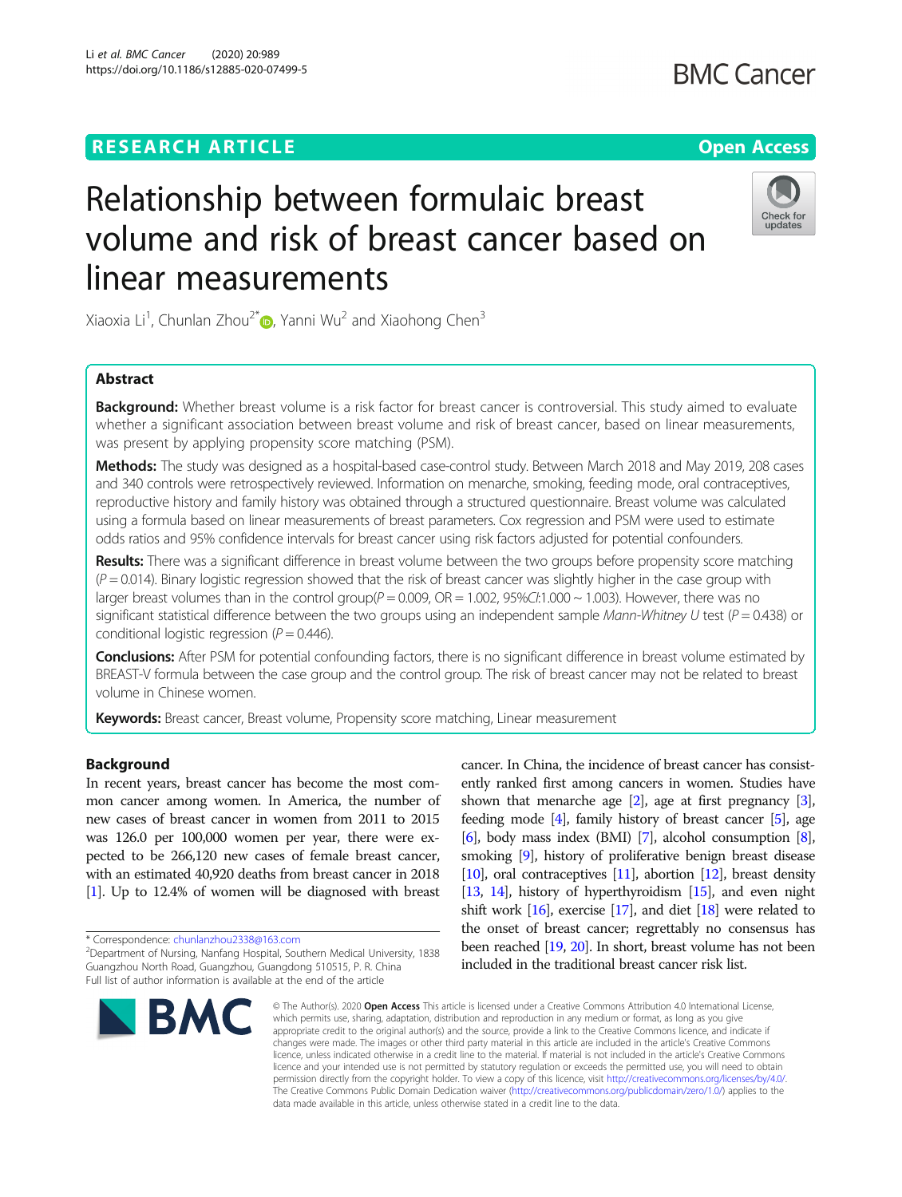# Relationship between formulaic breast volume and risk of breast cancer based on linear measurements

Xiaoxia Li[1], Chunlan Zhou[2*], Yanni Wu[2] and Xiaohong Chen[3]

## Abstract

**Background:** Whether breast volume is a risk factor for breast cancer is controversial. This study aimed to evaluate whether a significant association between breast volume and risk of breast cancer, based on linear measurements, was present by applying propensity score matching (PSM).

**Methods:** The study was designed as a hospital-based case-control study. Between March 2018 and May 2019, 208 cases and 340 controls were retrospectively reviewed. Information on menarche, smoking, feeding mode, oral contraceptives, reproductive history and family history was obtained through a structured questionnaire. Breast volume was calculated using a formula based on linear measurements of breast parameters. Cox regression and PSM were used to estimate odds ratios and 95% confidence intervals for breast cancer using risk factors adjusted for potential confounders.

**Results:** There was a significant difference in breast volume between the two groups before propensity score matching ($P = 0.014$). Binary logistic regression showed that the risk of breast cancer was slightly higher in the case group with larger breast volumes than in the control group($P = 0.009$, OR = 1.002, 95%*CI*:1.000 ~ 1.003). However, there was no significant statistical difference between the two groups using an independent sample *Mann-Whitney U* test ($P = 0.438$) or conditional logistic regression ($P = 0.446$).

**Conclusions:** After PSM for potential confounding factors, there is no significant difference in breast volume estimated by BREAST-V formula between the case group and the control group. The risk of breast cancer may not be related to breast volume in Chinese women.

**Keywords:** Breast cancer, Breast volume, Propensity score matching, Linear measurement

## Background

In recent years, breast cancer has become the most common cancer among women. In America, the number of new cases of breast cancer in women from 2011 to 2015 was 126.0 per 100,000 women per year, there were expected to be 266,120 new cases of female breast cancer, with an estimated 40,920 deaths from breast cancer in 2018 [1]. Up to 12.4% of women will be diagnosed with breast cancer. In China, the incidence of breast cancer has consistently ranked first among cancers in women. Studies have shown that menarche age [2], age at first pregnancy [3], feeding mode [4], family history of breast cancer [5], age [6], body mass index (BMI) [7], alcohol consumption [8], smoking [9], history of proliferative benign breast disease [10], oral contraceptives [11], abortion [12], breast density [13, 14], history of hyperthyroidism [15], and even night shift work [16], exercise [17], and diet [18] were related to the onset of breast cancer; regrettably no consensus has been reached [19, 20]. In short, breast volume has not been included in the traditional breast cancer risk list.

\* Correspondence: chunlanzhou2338@163.com
[2]Department of Nursing, Nanfang Hospital, Southern Medical University, 1838 Guangzhou North Road, Guangzhou, Guangdong 510515, P. R. China
Full list of author information is available at the end of the article

© The Author(s). 2020 **Open Access** This article is licensed under a Creative Commons Attribution 4.0 International License, which permits use, sharing, adaptation, distribution and reproduction in any medium or format, as long as you give appropriate credit to the original author(s) and the source, provide a link to the Creative Commons licence, and indicate if changes were made. The images or other third party material in this article are included in the article's Creative Commons licence, unless indicated otherwise in a credit line to the material. If material is not included in the article's Creative Commons licence and your intended use is not permitted by statutory regulation or exceeds the permitted use, you will need to obtain permission directly from the copyright holder. To view a copy of this licence, visit http://creativecommons.org/licenses/by/4.0/. The Creative Commons Public Domain Dedication waiver (http://creativecommons.org/publicdomain/zero/1.0/) applies to the data made available in this article, unless otherwise stated in a credit line to the data.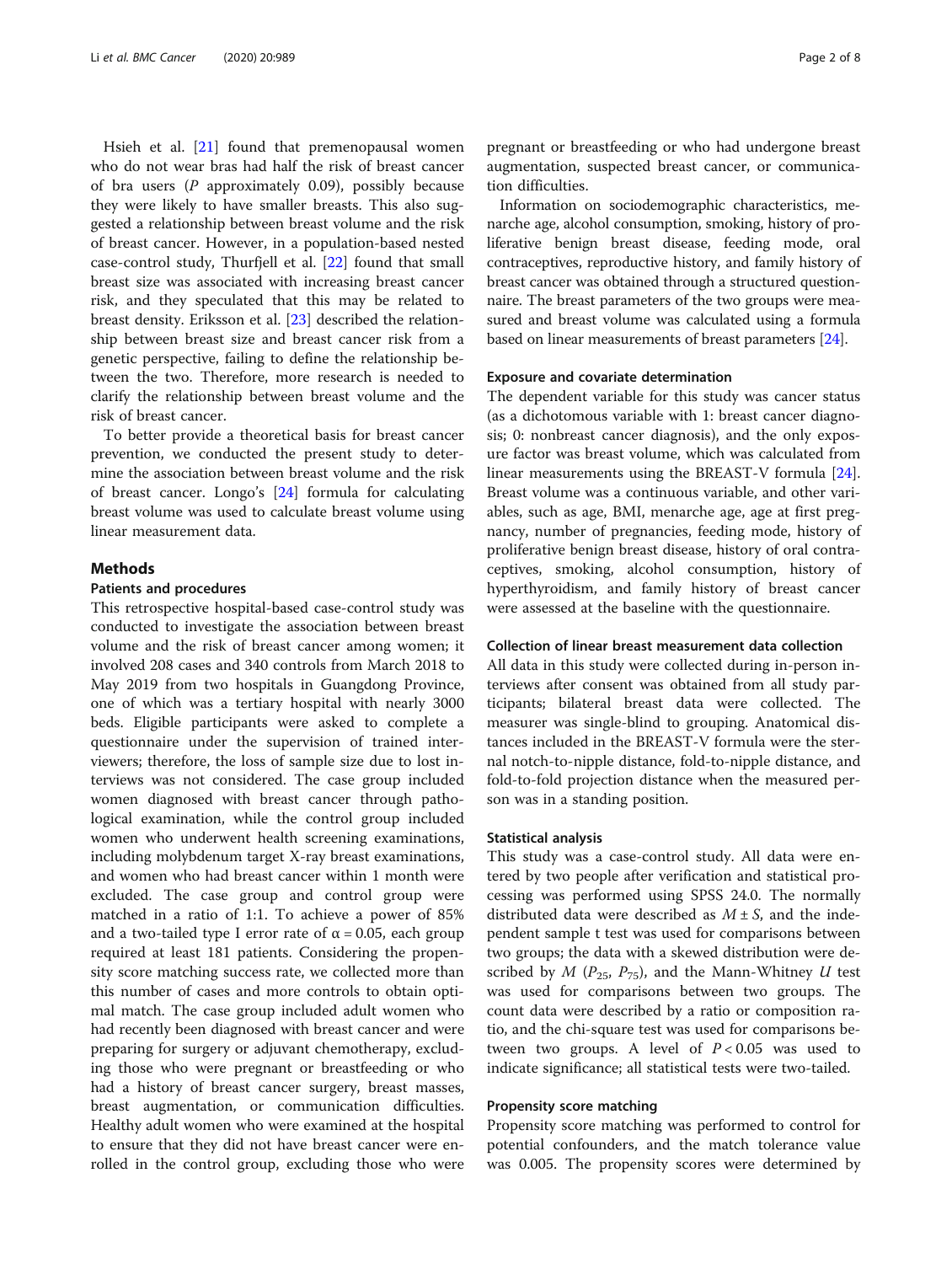Hsieh et al. [21] found that premenopausal women who do not wear bras had half the risk of breast cancer of bra users (*P* approximately 0.09), possibly because they were likely to have smaller breasts. This also suggested a relationship between breast volume and the risk of breast cancer. However, in a population-based nested case-control study, Thurfjell et al. [22] found that small breast size was associated with increasing breast cancer risk, and they speculated that this may be related to breast density. Eriksson et al. [23] described the relationship between breast size and breast cancer risk from a genetic perspective, failing to define the relationship between the two. Therefore, more research is needed to clarify the relationship between breast volume and the risk of breast cancer.

To better provide a theoretical basis for breast cancer prevention, we conducted the present study to determine the association between breast volume and the risk of breast cancer. Longo's [24] formula for calculating breast volume was used to calculate breast volume using linear measurement data.

## Methods

### Patients and procedures

This retrospective hospital-based case-control study was conducted to investigate the association between breast volume and the risk of breast cancer among women; it involved 208 cases and 340 controls from March 2018 to May 2019 from two hospitals in Guangdong Province, one of which was a tertiary hospital with nearly 3000 beds. Eligible participants were asked to complete a questionnaire under the supervision of trained interviewers; therefore, the loss of sample size due to lost interviews was not considered. The case group included women diagnosed with breast cancer through pathological examination, while the control group included women who underwent health screening examinations, including molybdenum target X-ray breast examinations, and women who had breast cancer within 1 month were excluded. The case group and control group were matched in a ratio of 1:1. To achieve a power of 85% and a two-tailed type I error rate of $\alpha = 0.05$, each group required at least 181 patients. Considering the propensity score matching success rate, we collected more than this number of cases and more controls to obtain optimal match. The case group included adult women who had recently been diagnosed with breast cancer and were preparing for surgery or adjuvant chemotherapy, excluding those who were pregnant or breastfeeding or who had a history of breast cancer surgery, breast masses, breast augmentation, or communication difficulties. Healthy adult women who were examined at the hospital to ensure that they did not have breast cancer were enrolled in the control group, excluding those who were pregnant or breastfeeding or who had undergone breast augmentation, suspected breast cancer, or communication difficulties.

Information on sociodemographic characteristics, menarche age, alcohol consumption, smoking, history of proliferative benign breast disease, feeding mode, oral contraceptives, reproductive history, and family history of breast cancer was obtained through a structured questionnaire. The breast parameters of the two groups were measured and breast volume was calculated using a formula based on linear measurements of breast parameters [24].

### Exposure and covariate determination

The dependent variable for this study was cancer status (as a dichotomous variable with 1: breast cancer diagnosis; 0: nonbreast cancer diagnosis), and the only exposure factor was breast volume, which was calculated from linear measurements using the BREAST-V formula [24]. Breast volume was a continuous variable, and other variables, such as age, BMI, menarche age, age at first pregnancy, number of pregnancies, feeding mode, history of proliferative benign breast disease, history of oral contraceptives, smoking, alcohol consumption, history of hyperthyroidism, and family history of breast cancer were assessed at the baseline with the questionnaire.

### Collection of linear breast measurement data collection

All data in this study were collected during in-person interviews after consent was obtained from all study participants; bilateral breast data were collected. The measurer was single-blind to grouping. Anatomical distances included in the BREAST-V formula were the sternal notch-to-nipple distance, fold-to-nipple distance, and fold-to-fold projection distance when the measured person was in a standing position.

### Statistical analysis

This study was a case-control study. All data were entered by two people after verification and statistical processing was performed using SPSS 24.0. The normally distributed data were described as $M \pm S$, and the independent sample t test was used for comparisons between two groups; the data with a skewed distribution were described by $M$ ($P_{25}$, $P_{75}$), and the Mann-Whitney $U$ test was used for comparisons between two groups. The count data were described by a ratio or composition ratio, and the chi-square test was used for comparisons between two groups. A level of $P < 0.05$ was used to indicate significance; all statistical tests were two-tailed.

### Propensity score matching

Propensity score matching was performed to control for potential confounders, and the match tolerance value was 0.005. The propensity scores were determined by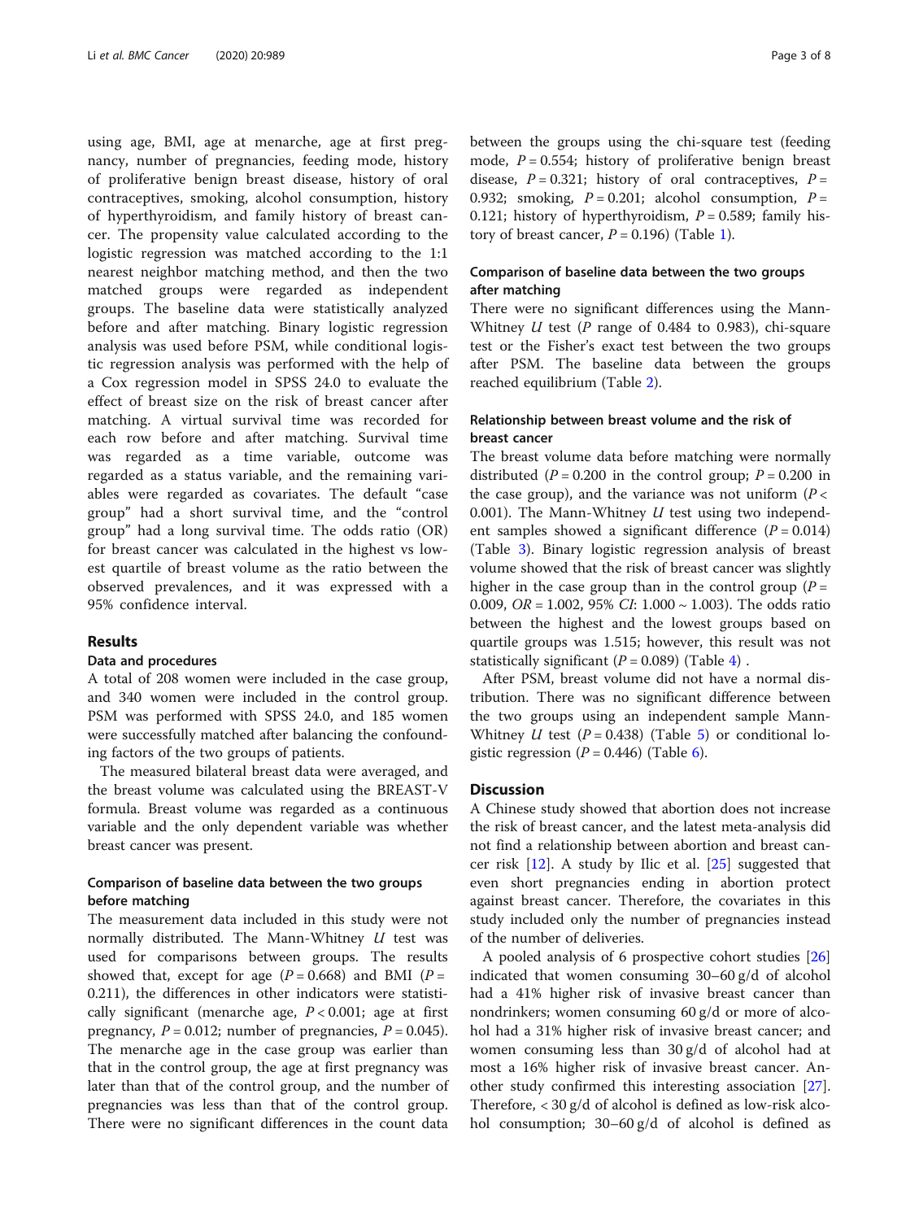using age, BMI, age at menarche, age at first pregnancy, number of pregnancies, feeding mode, history of proliferative benign breast disease, history of oral contraceptives, smoking, alcohol consumption, history of hyperthyroidism, and family history of breast cancer. The propensity value calculated according to the logistic regression was matched according to the 1:1 nearest neighbor matching method, and then the two matched groups were regarded as independent groups. The baseline data were statistically analyzed before and after matching. Binary logistic regression analysis was used before PSM, while conditional logistic regression analysis was performed with the help of a Cox regression model in SPSS 24.0 to evaluate the effect of breast size on the risk of breast cancer after matching. A virtual survival time was recorded for each row before and after matching. Survival time was regarded as a time variable, outcome was regarded as a status variable, and the remaining variables were regarded as covariates. The default "case group" had a short survival time, and the "control group" had a long survival time. The odds ratio (OR) for breast cancer was calculated in the highest vs lowest quartile of breast volume as the ratio between the observed prevalences, and it was expressed with a 95% confidence interval.

## Results

### Data and procedures

A total of 208 women were included in the case group, and 340 women were included in the control group. PSM was performed with SPSS 24.0, and 185 women were successfully matched after balancing the confounding factors of the two groups of patients.

The measured bilateral breast data were averaged, and the breast volume was calculated using the BREAST-V formula. Breast volume was regarded as a continuous variable and the only dependent variable was whether breast cancer was present.

### Comparison of baseline data between the two groups before matching

The measurement data included in this study were not normally distributed. The Mann-Whitney *U* test was used for comparisons between groups. The results showed that, except for age ($P = 0.668$) and BMI ($P = 0.211$), the differences in other indicators were statistically significant (menarche age, $P < 0.001$; age at first pregnancy, $P = 0.012$; number of pregnancies, $P = 0.045$). The menarche age in the case group was earlier than that in the control group, the age at first pregnancy was later than that of the control group, and the number of pregnancies was less than that of the control group. There were no significant differences in the count data between the groups using the chi-square test (feeding mode, $P = 0.554$; history of proliferative benign breast disease, $P = 0.321$; history of oral contraceptives, $P = 0.932$; smoking, $P = 0.201$; alcohol consumption, $P = 0.121$; history of hyperthyroidism, $P = 0.589$; family history of breast cancer, $P = 0.196$) (Table 1).

### Comparison of baseline data between the two groups after matching

There were no significant differences using the Mann-Whitney *U* test (*P* range of 0.484 to 0.983), chi-square test or the Fisher's exact test between the two groups after PSM. The baseline data between the groups reached equilibrium (Table 2).

### Relationship between breast volume and the risk of breast cancer

The breast volume data before matching were normally distributed ($P = 0.200$ in the control group; $P = 0.200$ in the case group), and the variance was not uniform ($P < 0.001$). The Mann-Whitney *U* test using two independent samples showed a significant difference ($P = 0.014$) (Table 3). Binary logistic regression analysis of breast volume showed that the risk of breast cancer was slightly higher in the case group than in the control group ($P = 0.009$, $OR = 1.002$, 95% $CI$: 1.000 ~ 1.003). The odds ratio between the highest and the lowest groups based on quartile groups was 1.515; however, this result was not statistically significant ($P = 0.089$) (Table 4) .

After PSM, breast volume did not have a normal distribution. There was no significant difference between the two groups using an independent sample Mann-Whitney *U* test ($P = 0.438$) (Table 5) or conditional logistic regression ($P = 0.446$) (Table 6).

## Discussion

A Chinese study showed that abortion does not increase the risk of breast cancer, and the latest meta-analysis did not find a relationship between abortion and breast cancer risk [12]. A study by Ilic et al. [25] suggested that even short pregnancies ending in abortion protect against breast cancer. Therefore, the covariates in this study included only the number of pregnancies instead of the number of deliveries.

A pooled analysis of 6 prospective cohort studies [26] indicated that women consuming 30–60 g/d of alcohol had a 41% higher risk of invasive breast cancer than nondrinkers; women consuming 60 g/d or more of alcohol had a 31% higher risk of invasive breast cancer; and women consuming less than 30 g/d of alcohol had at most a 16% higher risk of invasive breast cancer. Another study confirmed this interesting association [27]. Therefore, < 30 g/d of alcohol is defined as low-risk alcohol consumption; 30–60 g/d of alcohol is defined as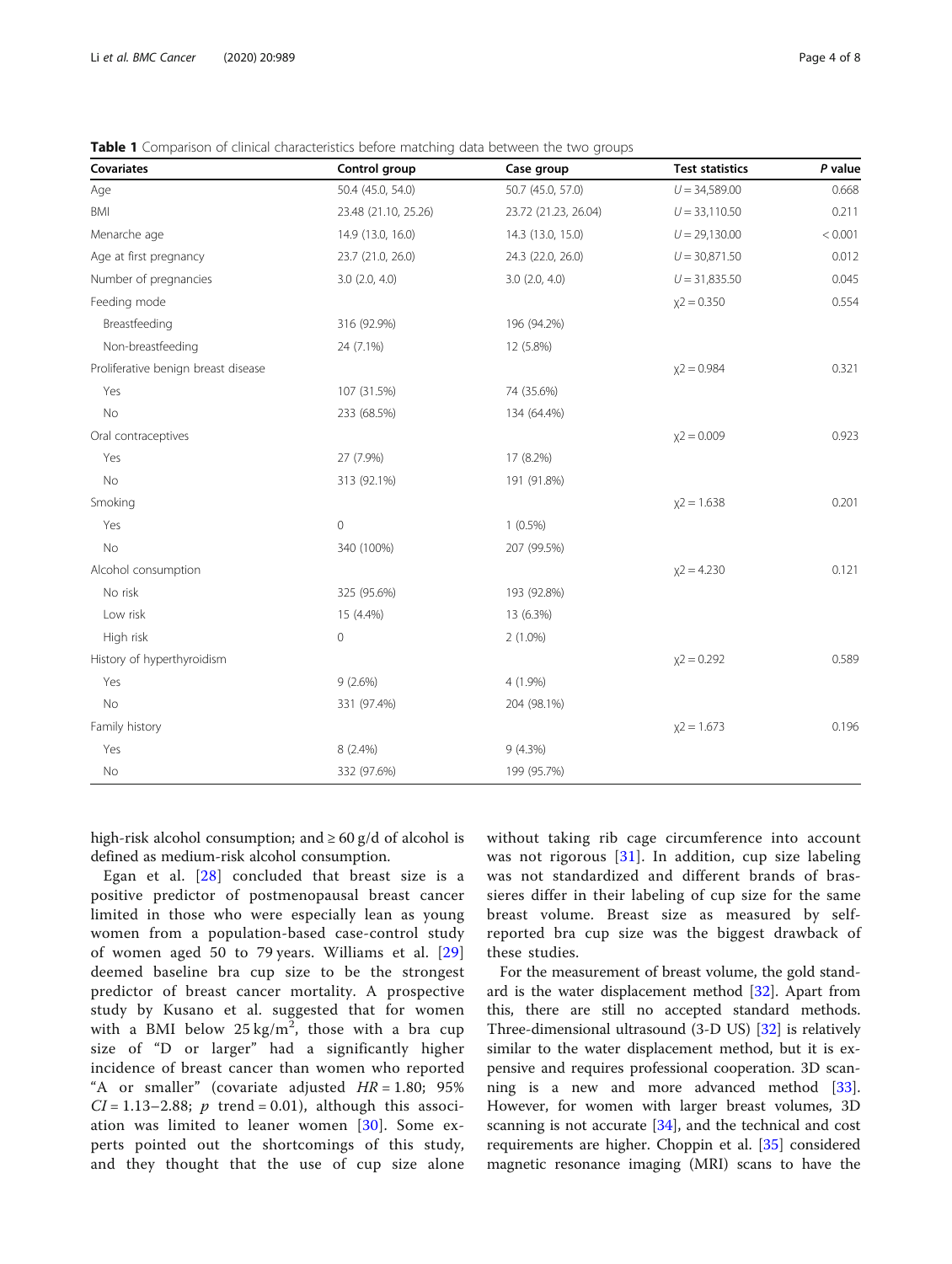**Table 1** Comparison of clinical characteristics before matching data between the two groups

| Covariates | Control group | Case group | Test statistics | *P* value |
|---|---|---|---|---|
| Age | 50.4 (45.0, 54.0) | 50.7 (45.0, 57.0) | *U* = 34,589.00 | 0.668 |
| BMI | 23.48 (21.10, 25.26) | 23.72 (21.23, 26.04) | *U* = 33,110.50 | 0.211 |
| Menarche age | 14.9 (13.0, 16.0) | 14.3 (13.0, 15.0) | *U* = 29,130.00 | < 0.001 |
| Age at first pregnancy | 23.7 (21.0, 26.0) | 24.3 (22.0, 26.0) | *U* = 30,871.50 | 0.012 |
| Number of pregnancies | 3.0 (2.0, 4.0) | 3.0 (2.0, 4.0) | *U* = 31,835.50 | 0.045 |
| Feeding mode | | | χ2 = 0.350 | 0.554 |
| Breastfeeding | 316 (92.9%) | 196 (94.2%) | | |
| Non-breastfeeding | 24 (7.1%) | 12 (5.8%) | | |
| Proliferative benign breast disease | | | χ2 = 0.984 | 0.321 |
| Yes | 107 (31.5%) | 74 (35.6%) | | |
| No | 233 (68.5%) | 134 (64.4%) | | |
| Oral contraceptives | | | χ2 = 0.009 | 0.923 |
| Yes | 27 (7.9%) | 17 (8.2%) | | |
| No | 313 (92.1%) | 191 (91.8%) | | |
| Smoking | | | χ2 = 1.638 | 0.201 |
| Yes | 0 | 1 (0.5%) | | |
| No | 340 (100%) | 207 (99.5%) | | |
| Alcohol consumption | | | χ2 = 4.230 | 0.121 |
| No risk | 325 (95.6%) | 193 (92.8%) | | |
| Low risk | 15 (4.4%) | 13 (6.3%) | | |
| High risk | 0 | 2 (1.0%) | | |
| History of hyperthyroidism | | | χ2 = 0.292 | 0.589 |
| Yes | 9 (2.6%) | 4 (1.9%) | | |
| No | 331 (97.4%) | 204 (98.1%) | | |
| Family history | | | χ2 = 1.673 | 0.196 |
| Yes | 8 (2.4%) | 9 (4.3%) | | |
| No | 332 (97.6%) | 199 (95.7%) | | |

high-risk alcohol consumption; and ≥ 60 g/d of alcohol is defined as medium-risk alcohol consumption.

Egan et al. [28] concluded that breast size is a positive predictor of postmenopausal breast cancer limited in those who were especially lean as young women from a population-based case-control study of women aged 50 to 79 years. Williams et al. [29] deemed baseline bra cup size to be the strongest predictor of breast cancer mortality. A prospective study by Kusano et al. suggested that for women with a BMI below 25 kg/m$^2$, those with a bra cup size of "D or larger" had a significantly higher incidence of breast cancer than women who reported "A or smaller" (covariate adjusted $HR = 1.80$; 95% $CI = 1.13–2.88$; $p$ trend = 0.01), although this association was limited to leaner women [30]. Some experts pointed out the shortcomings of this study, and they thought that the use of cup size alone without taking rib cage circumference into account was not rigorous [31]. In addition, cup size labeling was not standardized and different brands of brassieres differ in their labeling of cup size for the same breast volume. Breast size as measured by self-reported bra cup size was the biggest drawback of these studies.

For the measurement of breast volume, the gold standard is the water displacement method [32]. Apart from this, there are still no accepted standard methods. Three-dimensional ultrasound (3-D US) [32] is relatively similar to the water displacement method, but it is expensive and requires professional cooperation. 3D scanning is a new and more advanced method [33]. However, for women with larger breast volumes, 3D scanning is not accurate [34], and the technical and cost requirements are higher. Choppin et al. [35] considered magnetic resonance imaging (MRI) scans to have the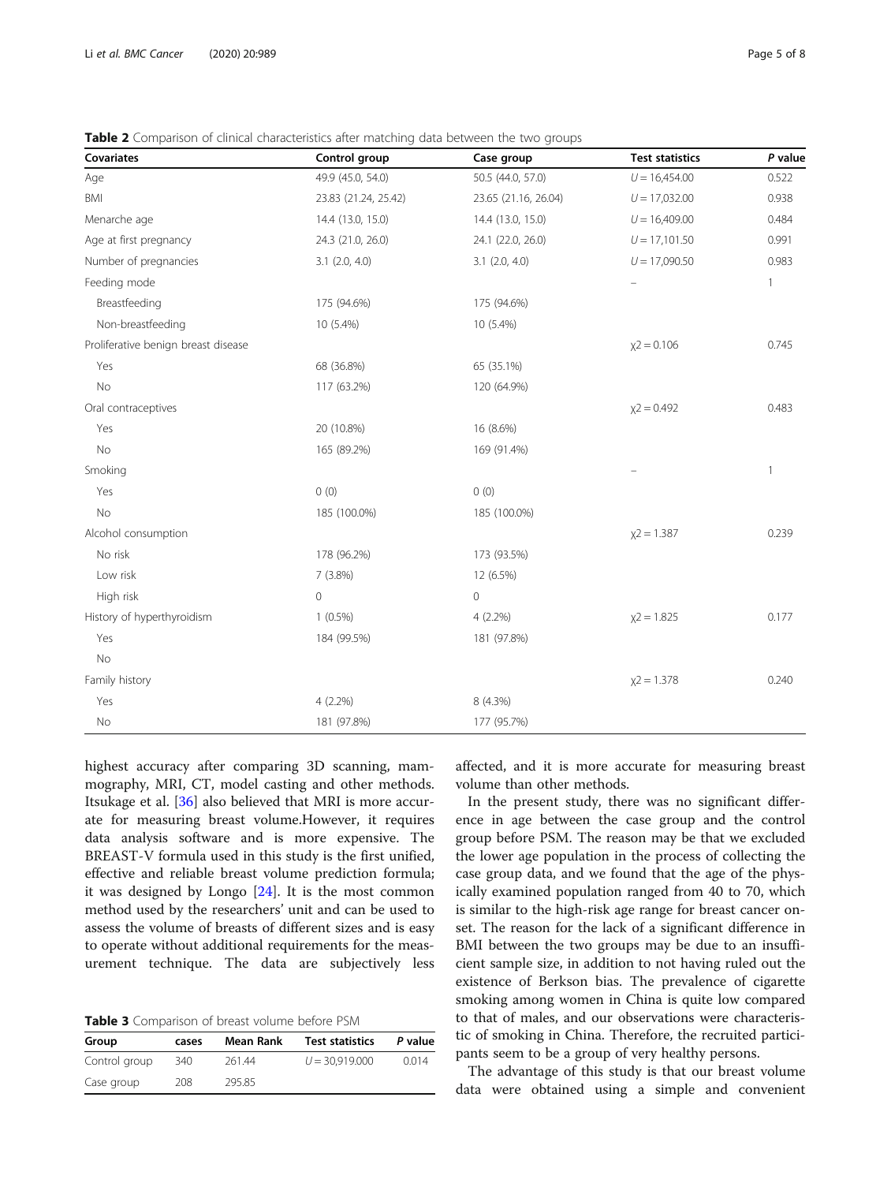**Table 2** Comparison of clinical characteristics after matching data between the two groups

| Covariates | Control group | Case group | Test statistics | *P* value |
|---|---|---|---|---|
| Age | 49.9 (45.0, 54.0) | 50.5 (44.0, 57.0) | $U = 16{,}454.00$ | 0.522 |
| BMI | 23.83 (21.24, 25.42) | 23.65 (21.16, 26.04) | $U = 17{,}032.00$ | 0.938 |
| Menarche age | 14.4 (13.0, 15.0) | 14.4 (13.0, 15.0) | $U = 16{,}409.00$ | 0.484 |
| Age at first pregnancy | 24.3 (21.0, 26.0) | 24.1 (22.0, 26.0) | $U = 17{,}101.50$ | 0.991 |
| Number of pregnancies | 3.1 (2.0, 4.0) | 3.1 (2.0, 4.0) | $U = 17{,}090.50$ | 0.983 |
| Feeding mode | | | – | 1 |
| Breastfeeding | 175 (94.6%) | 175 (94.6%) | | |
| Non-breastfeeding | 10 (5.4%) | 10 (5.4%) | | |
| Proliferative benign breast disease | | | $\chi2 = 0.106$ | 0.745 |
| Yes | 68 (36.8%) | 65 (35.1%) | | |
| No | 117 (63.2%) | 120 (64.9%) | | |
| Oral contraceptives | | | $\chi2 = 0.492$ | 0.483 |
| Yes | 20 (10.8%) | 16 (8.6%) | | |
| No | 165 (89.2%) | 169 (91.4%) | | |
| Smoking | | | – | 1 |
| Yes | 0 (0) | 0 (0) | | |
| No | 185 (100.0%) | 185 (100.0%) | | |
| Alcohol consumption | | | $\chi2 = 1.387$ | 0.239 |
| No risk | 178 (96.2%) | 173 (93.5%) | | |
| Low risk | 7 (3.8%) | 12 (6.5%) | | |
| High risk | 0 | 0 | | |
| History of hyperthyroidism | 1 (0.5%) | 4 (2.2%) | $\chi2 = 1.825$ | 0.177 |
| Yes | 184 (99.5%) | 181 (97.8%) | | |
| No | | | | |
| Family history | | | $\chi2 = 1.378$ | 0.240 |
| Yes | 4 (2.2%) | 8 (4.3%) | | |
| No | 181 (97.8%) | 177 (95.7%) | | |

highest accuracy after comparing 3D scanning, mammography, MRI, CT, model casting and other methods. Itsukage et al. [36] also believed that MRI is more accurate for measuring breast volume.However, it requires data analysis software and is more expensive. The BREAST-V formula used in this study is the first unified, effective and reliable breast volume prediction formula; it was designed by Longo [24]. It is the most common method used by the researchers' unit and can be used to assess the volume of breasts of different sizes and is easy to operate without additional requirements for the measurement technique. The data are subjectively less affected, and it is more accurate for measuring breast volume than other methods.

**Table 3** Comparison of breast volume before PSM

| Group | cases | Mean Rank | Test statistics | *P* value |
|---|---|---|---|---|
| Control group | 340 | 261.44 | $U = 30{,}919.000$ | 0.014 |
| Case group | 208 | 295.85 | | |

In the present study, there was no significant difference in age between the case group and the control group before PSM. The reason may be that we excluded the lower age population in the process of collecting the case group data, and we found that the age of the physically examined population ranged from 40 to 70, which is similar to the high-risk age range for breast cancer onset. The reason for the lack of a significant difference in BMI between the two groups may be due to an insufficient sample size, in addition to not having ruled out the existence of Berkson bias. The prevalence of cigarette smoking among women in China is quite low compared to that of males, and our observations were characteristic of smoking in China. Therefore, the recruited participants seem to be a group of very healthy persons.

The advantage of this study is that our breast volume data were obtained using a simple and convenient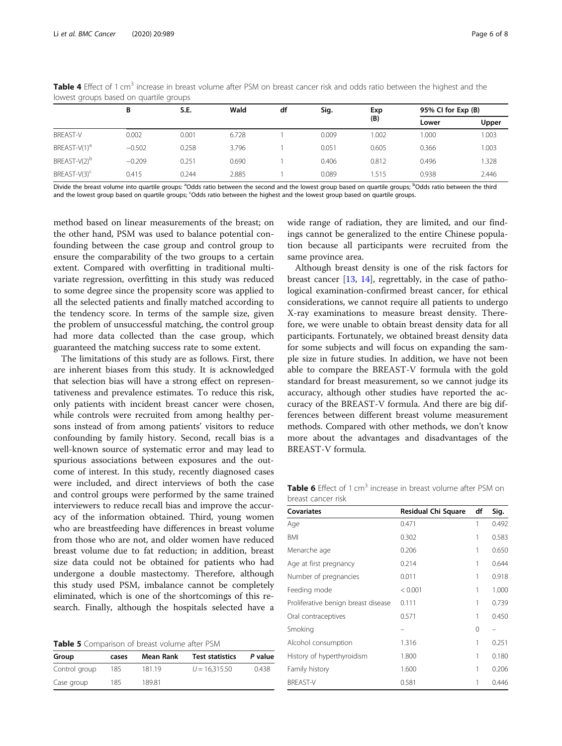**Table 4** Effect of 1 cm$^3$ increase in breast volume after PSM on breast cancer risk and odds ratio between the highest and the lowest groups based on quartile groups

| | B | S.E. | Wald | df | Sig. | Exp (B) | 95% CI for Exp (B) | |
|---|---|---|---|---|---|---|---|---|
| | | | | | | | Lower | Upper |
| BREAST-V | 0.002 | 0.001 | 6.728 | 1 | 0.009 | 1.002 | 1.000 | 1.003 |
| BREAST-V(1)[a] | −0.502 | 0.258 | 3.796 | 1 | 0.051 | 0.605 | 0.366 | 1.003 |
| BREAST-V(2)[b] | −0.209 | 0.251 | 0.690 | 1 | 0.406 | 0.812 | 0.496 | 1.328 |
| BREAST-V(3)[c] | 0.415 | 0.244 | 2.885 | 1 | 0.089 | 1.515 | 0.938 | 2.446 |

Divide the breast volume into quartile groups: [a]Odds ratio between the second and the lowest group based on quartile groups; [b]Odds ratio between the third and the lowest group based on quartile groups; [c]Odds ratio between the highest and the lowest group based on quartile groups.

method based on linear measurements of the breast; on the other hand, PSM was used to balance potential confounding between the case group and control group to ensure the comparability of the two groups to a certain extent. Compared with overfitting in traditional multivariate regression, overfitting in this study was reduced to some degree since the propensity score was applied to all the selected patients and finally matched according to the tendency score. In terms of the sample size, given the problem of unsuccessful matching, the control group had more data collected than the case group, which guaranteed the matching success rate to some extent.

The limitations of this study are as follows. First, there are inherent biases from this study. It is acknowledged that selection bias will have a strong effect on representativeness and prevalence estimates. To reduce this risk, only patients with incident breast cancer were chosen, while controls were recruited from among healthy persons instead of from among patients' visitors to reduce confounding by family history. Second, recall bias is a well-known source of systematic error and may lead to spurious associations between exposures and the outcome of interest. In this study, recently diagnosed cases were included, and direct interviews of both the case and control groups were performed by the same trained interviewers to reduce recall bias and improve the accuracy of the information obtained. Third, young women who are breastfeeding have differences in breast volume from those who are not, and older women have reduced breast volume due to fat reduction; in addition, breast size data could not be obtained for patients who had undergone a double mastectomy. Therefore, although this study used PSM, imbalance cannot be completely eliminated, which is one of the shortcomings of this research. Finally, although the hospitals selected have a wide range of radiation, they are limited, and our findings cannot be generalized to the entire Chinese population because all participants were recruited from the same province area.

Although breast density is one of the risk factors for breast cancer [13, 14], regrettably, in the case of pathological examination-confirmed breast cancer, for ethical considerations, we cannot require all patients to undergo X-ray examinations to measure breast density. Therefore, we were unable to obtain breast density data for all participants. Fortunately, we obtained breast density data for some subjects and will focus on expanding the sample size in future studies. In addition, we have not been able to compare the BREAST-V formula with the gold standard for breast measurement, so we cannot judge its accuracy, although other studies have reported the accuracy of the BREAST-V formula. And there are big differences between different breast volume measurement methods. Compared with other methods, we don't know more about the advantages and disadvantages of the BREAST-V formula.

**Table 5** Comparison of breast volume after PSM

| Group | cases | Mean Rank | Test statistics | *P* value |
|---|---|---|---|---|
| Control group | 185 | 181.19 | $U = 16{,}315.50$ | 0.438 |
| Case group | 185 | 189.81 | | |

**Table 6** Effect of 1 cm$^3$ increase in breast volume after PSM on breast cancer risk

| Covariates | Residual Chi Square | df | Sig. |
|---|---|---|---|
| Age | 0.471 | 1 | 0.492 |
| BMI | 0.302 | 1 | 0.583 |
| Menarche age | 0.206 | 1 | 0.650 |
| Age at first pregnancy | 0.214 | 1 | 0.644 |
| Number of pregnancies | 0.011 | 1 | 0.918 |
| Feeding mode | < 0.001 | 1 | 1.000 |
| Proliferative benign breast disease | 0.111 | 1 | 0.739 |
| Oral contraceptives | 0.571 | 1 | 0.450 |
| Smoking | – | 0 | – |
| Alcohol consumption | 1.316 | 1 | 0.251 |
| History of hyperthyroidism | 1.800 | 1 | 0.180 |
| Family history | 1.600 | 1 | 0.206 |
| BREAST-V | 0.581 | 1 | 0.446 |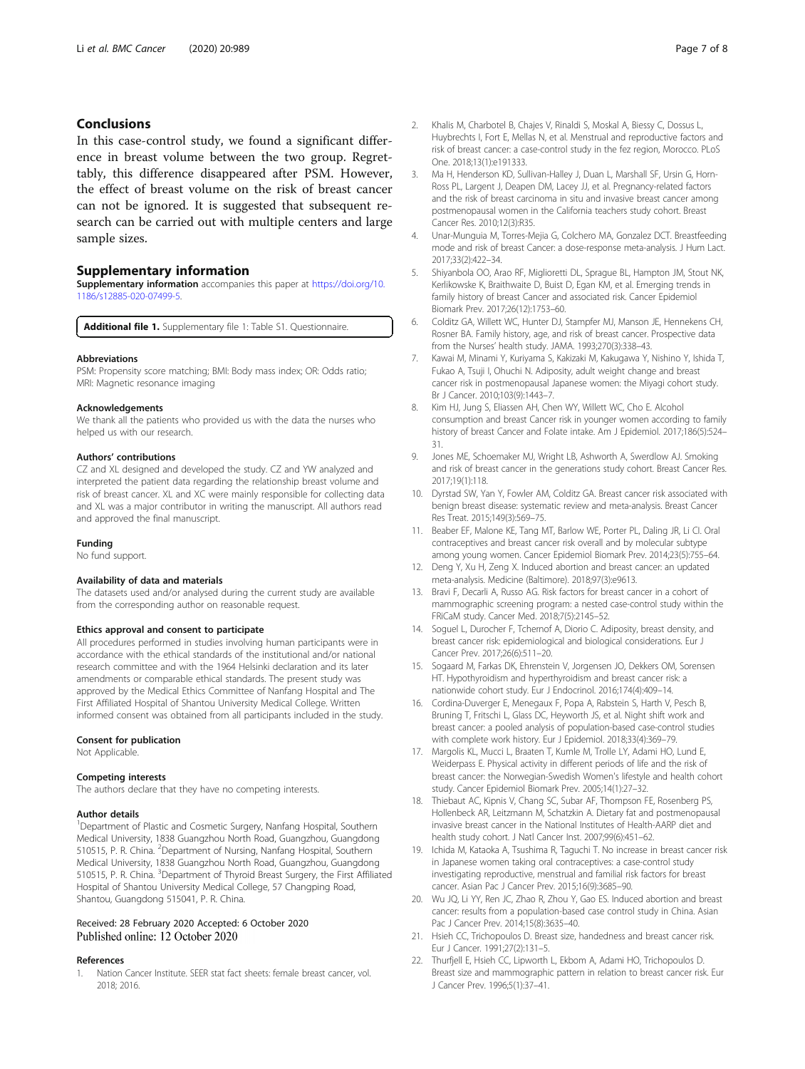## Conclusions

In this case-control study, we found a significant difference in breast volume between the two group. Regrettably, this difference disappeared after PSM. However, the effect of breast volume on the risk of breast cancer can not be ignored. It is suggested that subsequent research can be carried out with multiple centers and large sample sizes.

## Supplementary information

**Supplementary information** accompanies this paper at https://doi.org/10.1186/s12885-020-07499-5.

**Additional file 1.** Supplementary file 1: Table S1. Questionnaire.

#### Abbreviations

PSM: Propensity score matching; BMI: Body mass index; OR: Odds ratio; MRI: Magnetic resonance imaging

#### Acknowledgements

We thank all the patients who provided us with the data the nurses who helped us with our research.

#### Authors' contributions

CZ and XL designed and developed the study. CZ and YW analyzed and interpreted the patient data regarding the relationship breast volume and risk of breast cancer. XL and XC were mainly responsible for collecting data and XL was a major contributor in writing the manuscript. All authors read and approved the final manuscript.

#### Funding

No fund support.

#### Availability of data and materials

The datasets used and/or analysed during the current study are available from the corresponding author on reasonable request.

#### Ethics approval and consent to participate

All procedures performed in studies involving human participants were in accordance with the ethical standards of the institutional and/or national research committee and with the 1964 Helsinki declaration and its later amendments or comparable ethical standards. The present study was approved by the Medical Ethics Committee of Nanfang Hospital and The First Affiliated Hospital of Shantou University Medical College. Written informed consent was obtained from all participants included in the study.

#### Consent for publication

Not Applicable.

#### Competing interests

The authors declare that they have no competing interests.

#### Author details

[1]Department of Plastic and Cosmetic Surgery, Nanfang Hospital, Southern Medical University, 1838 Guangzhou North Road, Guangzhou, Guangdong 510515, P. R. China. [2]Department of Nursing, Nanfang Hospital, Southern Medical University, 1838 Guangzhou North Road, Guangzhou, Guangdong 510515, P. R. China. [3]Department of Thyroid Breast Surgery, the First Affiliated Hospital of Shantou University Medical College, 57 Changping Road, Shantou, Guangdong 515041, P. R. China.

Received: 28 February 2020 Accepted: 6 October 2020
Published online: 12 October 2020

#### References

1. Nation Cancer Institute. SEER stat fact sheets: female breast cancer, vol. 2018; 2016.
2. Khalis M, Charbotel B, Chajes V, Rinaldi S, Moskal A, Biessy C, Dossus L, Huybrechts I, Fort E, Mellas N, et al. Menstrual and reproductive factors and risk of breast cancer: a case-control study in the fez region, Morocco. PLoS One. 2018;13(1):e191333.
3. Ma H, Henderson KD, Sullivan-Halley J, Duan L, Marshall SF, Ursin G, Horn-Ross PL, Largent J, Deapen DM, Lacey JJ, et al. Pregnancy-related factors and the risk of breast carcinoma in situ and invasive breast cancer among postmenopausal women in the California teachers study cohort. Breast Cancer Res. 2010;12(3):R35.
4. Unar-Munguia M, Torres-Mejia G, Colchero MA, Gonzalez DCT. Breastfeeding mode and risk of breast Cancer: a dose-response meta-analysis. J Hum Lact. 2017;33(2):422–34.
5. Shiyanbola OO, Arao RF, Miglioretti DL, Sprague BL, Hampton JM, Stout NK, Kerlikowske K, Braithwaite D, Buist D, Egan KM, et al. Emerging trends in family history of breast Cancer and associated risk. Cancer Epidemiol Biomark Prev. 2017;26(12):1753–60.
6. Colditz GA, Willett WC, Hunter DJ, Stampfer MJ, Manson JE, Hennekens CH, Rosner BA. Family history, age, and risk of breast cancer. Prospective data from the Nurses' health study. JAMA. 1993;270(3):338–43.
7. Kawai M, Minami Y, Kuriyama S, Kakizaki M, Kakugawa Y, Nishino Y, Ishida T, Fukao A, Tsuji I, Ohuchi N. Adiposity, adult weight change and breast cancer risk in postmenopausal Japanese women: the Miyagi cohort study. Br J Cancer. 2010;103(9):1443–7.
8. Kim HJ, Jung S, Eliassen AH, Chen WY, Willett WC, Cho E. Alcohol consumption and breast Cancer risk in younger women according to family history of breast Cancer and Folate intake. Am J Epidemiol. 2017;186(5):524–31.
9. Jones ME, Schoemaker MJ, Wright LB, Ashworth A, Swerdlow AJ. Smoking and risk of breast cancer in the generations study cohort. Breast Cancer Res. 2017;19(1):118.
10. Dyrstad SW, Yan Y, Fowler AM, Colditz GA. Breast cancer risk associated with benign breast disease: systematic review and meta-analysis. Breast Cancer Res Treat. 2015;149(3):569–75.
11. Beaber EF, Malone KE, Tang MT, Barlow WE, Porter PL, Daling JR, Li CI. Oral contraceptives and breast cancer risk overall and by molecular subtype among young women. Cancer Epidemiol Biomark Prev. 2014;23(5):755–64.
12. Deng Y, Xu H, Zeng X. Induced abortion and breast cancer: an updated meta-analysis. Medicine (Baltimore). 2018;97(3):e9613.
13. Bravi F, Decarli A, Russo AG. Risk factors for breast cancer in a cohort of mammographic screening program: a nested case-control study within the FRiCaM study. Cancer Med. 2018;7(5):2145–52.
14. Soguel L, Durocher F, Tchernof A, Diorio C. Adiposity, breast density, and breast cancer risk: epidemiological and biological considerations. Eur J Cancer Prev. 2017;26(6):511–20.
15. Sogaard M, Farkas DK, Ehrenstein V, Jorgensen JO, Dekkers OM, Sorensen HT. Hypothyroidism and hyperthyroidism and breast cancer risk: a nationwide cohort study. Eur J Endocrinol. 2016;174(4):409–14.
16. Cordina-Duverger E, Menegaux F, Popa A, Rabstein S, Harth V, Pesch B, Bruning T, Fritschi L, Glass DC, Heyworth JS, et al. Night shift work and breast cancer: a pooled analysis of population-based case-control studies with complete work history. Eur J Epidemiol. 2018;33(4):369–79.
17. Margolis KL, Mucci L, Braaten T, Kumle M, Trolle LY, Adami HO, Lund E, Weiderpass E. Physical activity in different periods of life and the risk of breast cancer: the Norwegian-Swedish Women's lifestyle and health cohort study. Cancer Epidemiol Biomark Prev. 2005;14(1):27–32.
18. Thiebaut AC, Kipnis V, Chang SC, Subar AF, Thompson FE, Rosenberg PS, Hollenbeck AR, Leitzmann M, Schatzkin A. Dietary fat and postmenopausal invasive breast cancer in the National Institutes of Health-AARP diet and health study cohort. J Natl Cancer Inst. 2007;99(6):451–62.
19. Ichida M, Kataoka A, Tsushima R, Taguchi T. No increase in breast cancer risk in Japanese women taking oral contraceptives: a case-control study investigating reproductive, menstrual and familial risk factors for breast cancer. Asian Pac J Cancer Prev. 2015;16(9):3685–90.
20. Wu JQ, Li YY, Ren JC, Zhao R, Zhou Y, Gao ES. Induced abortion and breast cancer: results from a population-based case control study in China. Asian Pac J Cancer Prev. 2014;15(8):3635–40.
21. Hsieh CC, Trichopoulos D. Breast size, handedness and breast cancer risk. Eur J Cancer. 1991;27(2):131–5.
22. Thurfjell E, Hsieh CC, Lipworth L, Ekbom A, Adami HO, Trichopoulos D. Breast size and mammographic pattern in relation to breast cancer risk. Eur J Cancer Prev. 1996;5(1):37–41.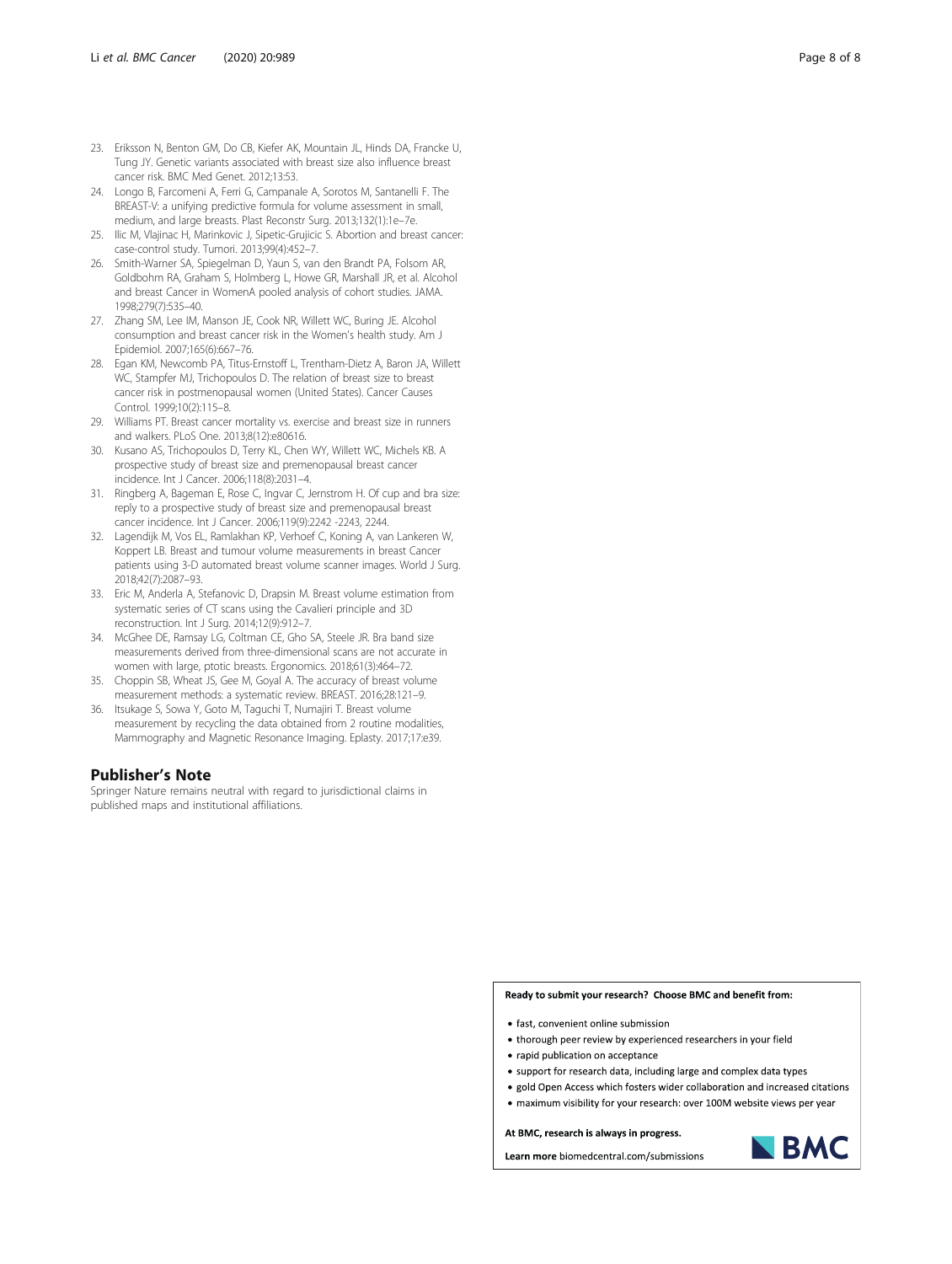23. Eriksson N, Benton GM, Do CB, Kiefer AK, Mountain JL, Hinds DA, Francke U, Tung JY. Genetic variants associated with breast size also influence breast cancer risk. BMC Med Genet. 2012;13:53.
24. Longo B, Farcomeni A, Ferri G, Campanale A, Sorotos M, Santanelli F. The BREAST-V: a unifying predictive formula for volume assessment in small, medium, and large breasts. Plast Reconstr Surg. 2013;132(1):1e–7e.
25. Ilic M, Vlajinac H, Marinkovic J, Sipetic-Grujicic S. Abortion and breast cancer: case-control study. Tumori. 2013;99(4):452–7.
26. Smith-Warner SA, Spiegelman D, Yaun S, van den Brandt PA, Folsom AR, Goldbohm RA, Graham S, Holmberg L, Howe GR, Marshall JR, et al. Alcohol and breast Cancer in WomenA pooled analysis of cohort studies. JAMA. 1998;279(7):535–40.
27. Zhang SM, Lee IM, Manson JE, Cook NR, Willett WC, Buring JE. Alcohol consumption and breast cancer risk in the Women's health study. Am J Epidemiol. 2007;165(6):667–76.
28. Egan KM, Newcomb PA, Titus-Ernstoff L, Trentham-Dietz A, Baron JA, Willett WC, Stampfer MJ, Trichopoulos D. The relation of breast size to breast cancer risk in postmenopausal women (United States). Cancer Causes Control. 1999;10(2):115–8.
29. Williams PT. Breast cancer mortality vs. exercise and breast size in runners and walkers. PLoS One. 2013;8(12):e80616.
30. Kusano AS, Trichopoulos D, Terry KL, Chen WY, Willett WC, Michels KB. A prospective study of breast size and premenopausal breast cancer incidence. Int J Cancer. 2006;118(8):2031–4.
31. Ringberg A, Bageman E, Rose C, Ingvar C, Jernstrom H. Of cup and bra size: reply to a prospective study of breast size and premenopausal breast cancer incidence. Int J Cancer. 2006;119(9):2242 -2243, 2244.
32. Lagendijk M, Vos EL, Ramlakhan KP, Verhoef C, Koning A, van Lankeren W, Koppert LB. Breast and tumour volume measurements in breast Cancer patients using 3-D automated breast volume scanner images. World J Surg. 2018;42(7):2087–93.
33. Eric M, Anderla A, Stefanovic D, Drapsin M. Breast volume estimation from systematic series of CT scans using the Cavalieri principle and 3D reconstruction. Int J Surg. 2014;12(9):912–7.
34. McGhee DE, Ramsay LG, Coltman CE, Gho SA, Steele JR. Bra band size measurements derived from three-dimensional scans are not accurate in women with large, ptotic breasts. Ergonomics. 2018;61(3):464–72.
35. Choppin SB, Wheat JS, Gee M, Goyal A. The accuracy of breast volume measurement methods: a systematic review. BREAST. 2016;28:121–9.
36. Itsukage S, Sowa Y, Goto M, Taguchi T, Numajiri T. Breast volume measurement by recycling the data obtained from 2 routine modalities, Mammography and Magnetic Resonance Imaging. Eplasty. 2017;17:e39.

## Publisher's Note

Springer Nature remains neutral with regard to jurisdictional claims in published maps and institutional affiliations.

**Ready to submit your research? Choose BMC and benefit from:**

- fast, convenient online submission
- thorough peer review by experienced researchers in your field
- rapid publication on acceptance
- support for research data, including large and complex data types
- gold Open Access which fosters wider collaboration and increased citations
- maximum visibility for your research: over 100M website views per year

**At BMC, research is always in progress.**

**Learn more** biomedcentral.com/submissions

BMC